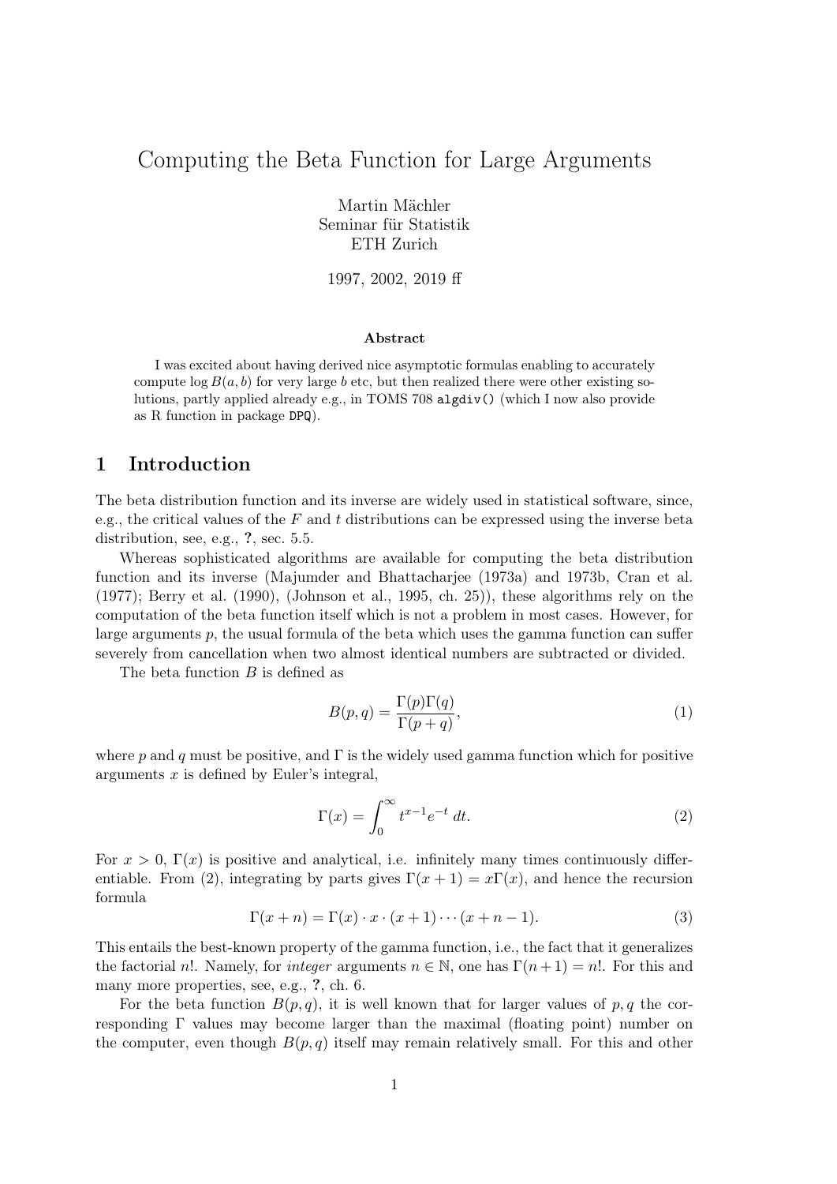# Computing the Beta Function for Large Arguments

Martin Mächler
Seminar für Statistik
ETH Zurich

1997, 2002, 2019 ff

### Abstract

I was excited about having derived nice asymptotic formulas enabling to accurately compute $\log B(a, b)$ for very large $b$ etc, but then realized there were other existing solutions, partly applied already e.g., in TOMS 708 `algdiv()` (which I now also provide as R function in package `DPQ`).

## 1 Introduction

The beta distribution function and its inverse are widely used in statistical software, since, e.g., the critical values of the $F$ and $t$ distributions can be expressed using the inverse beta distribution, see, e.g., **?**, sec. 5.5.

Whereas sophisticated algorithms are available for computing the beta distribution function and its inverse (Majumder and Bhattacharjee (1973a) and 1973b, Cran et al. (1977); Berry et al. (1990), (Johnson et al., 1995, ch. 25)), these algorithms rely on the computation of the beta function itself which is not a problem in most cases. However, for large arguments $p$, the usual formula of the beta which uses the gamma function can suffer severely from cancellation when two almost identical numbers are subtracted or divided.

The beta function $B$ is defined as

$$B(p, q) = \frac{\Gamma(p)\Gamma(q)}{\Gamma(p+q)}, \tag{1}$$

where $p$ and $q$ must be positive, and $\Gamma$ is the widely used gamma function which for positive arguments $x$ is defined by Euler's integral,

$$\Gamma(x) = \int_0^\infty t^{x-1} e^{-t} \, dt. \tag{2}$$

For $x > 0$, $\Gamma(x)$ is positive and analytical, i.e. infinitely many times continuously differentiable. From (2), integrating by parts gives $\Gamma(x+1) = x\Gamma(x)$, and hence the recursion formula

$$\Gamma(x+n) = \Gamma(x) \cdot x \cdot (x+1) \cdots (x+n-1). \tag{3}$$

This entails the best-known property of the gamma function, i.e., the fact that it generalizes the factorial $n!$. Namely, for *integer* arguments $n \in \mathbb{N}$, one has $\Gamma(n+1) = n!$. For this and many more properties, see, e.g., **?**, ch. 6.

For the beta function $B(p, q)$, it is well known that for larger values of $p, q$ the corresponding $\Gamma$ values may become larger than the maximal (floating point) number on the computer, even though $B(p, q)$ itself may remain relatively small. For this and other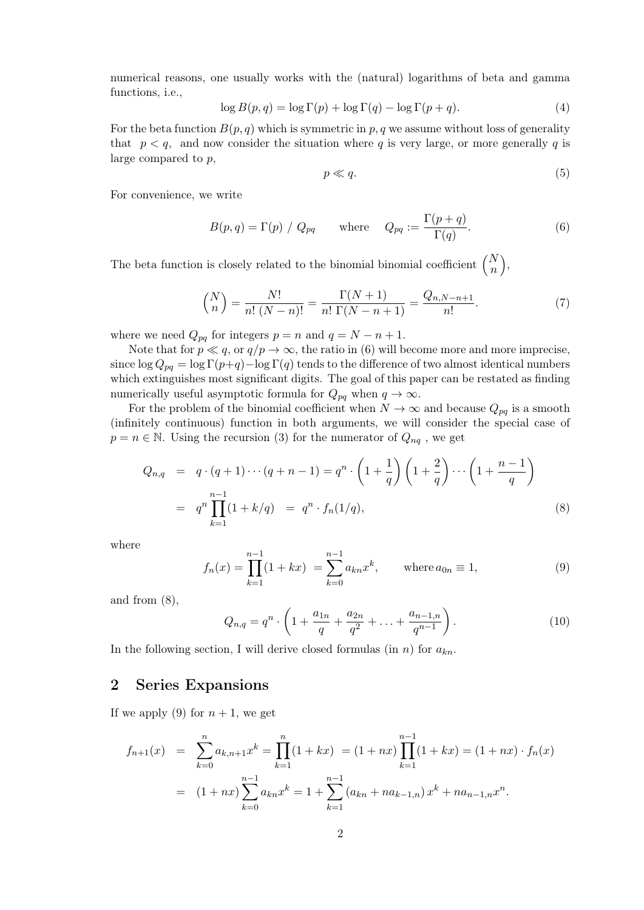numerical reasons, one usually works with the (natural) logarithms of beta and gamma functions, i.e.,

$$\log B(p,q) = \log\Gamma(p) + \log\Gamma(q) - \log\Gamma(p+q). \tag{4}$$

For the beta function $B(p,q)$ which is symmetric in $p,q$ we assume without loss of generality that $p<q$, and now consider the situation where $q$ is very large, or more generally $q$ is large compared to $p$,

$$p \ll q. \tag{5}$$

For convenience, we write

$$B(p,q) = \Gamma(p)\ /\ Q_{pq} \qquad \text{where} \quad Q_{pq} := \frac{\Gamma(p+q)}{\Gamma(q)}. \tag{6}$$

The beta function is closely related to the binomial binomial coefficient $\binom{N}{n}$,

$$\binom{N}{n} = \frac{N!}{n!\ (N-n)!} = \frac{\Gamma(N+1)}{n!\ \Gamma(N-n+1)} = \frac{Q_{n,N-n+1}}{n!}. \tag{7}$$

where we need $Q_{pq}$ for integers $p=n$ and $q=N-n+1$.

Note that for $p \ll q$, or $q/p \to \infty$, the ratio in (6) will become more and more imprecise, since $\log Q_{pq} = \log\Gamma(p+q) - \log\Gamma(q)$ tends to the difference of two almost identical numbers which extinguishes most significant digits. The goal of this paper can be restated as finding numerically useful asymptotic formula for $Q_{pq}$ when $q \to \infty$.

For the problem of the binomial coefficient when $N \to \infty$ and because $Q_{pq}$ is a smooth (infinitely continuous) function in both arguments, we will consider the special case of $p = n \in \mathbb{N}$. Using the recursion (3) for the numerator of $Q_{nq}$, we get

$$\begin{aligned} Q_{n,q} &= q\cdot(q+1)\cdots(q+n-1) = q^n \cdot \left(1+\frac{1}{q}\right)\left(1+\frac{2}{q}\right)\cdots\left(1+\frac{n-1}{q}\right) \\ &= q^n \prod_{k=1}^{n-1}(1+k/q) \quad = \quad q^n \cdot f_n(1/q), \end{aligned} \tag{8}$$

where

$$f_n(x) = \prod_{k=1}^{n-1}(1+kx) \ = \sum_{k=0}^{n-1} a_{kn}x^k, \qquad \text{where}\, a_{0n} \equiv 1, \tag{9}$$

and from (8),

$$Q_{n,q} = q^n \cdot \left(1 + \frac{a_{1n}}{q} + \frac{a_{2n}}{q^2} + \ldots + \frac{a_{n-1,n}}{q^{n-1}}\right). \tag{10}$$

In the following section, I will derive closed formulas (in $n$) for $a_{kn}$.

## 2 Series Expansions

If we apply (9) for $n+1$, we get

$$\begin{aligned} f_{n+1}(x) &= \sum_{k=0}^{n} a_{k,n+1}x^k = \prod_{k=1}^{n}(1+kx) \ = (1+nx)\prod_{k=1}^{n-1}(1+kx) = (1+nx)\cdot f_n(x) \\ &= (1+nx)\sum_{k=0}^{n-1} a_{kn}x^k = 1 + \sum_{k=1}^{n-1}\left(a_{kn} + na_{k-1,n}\right)x^k + na_{n-1,n}x^n. \end{aligned}$$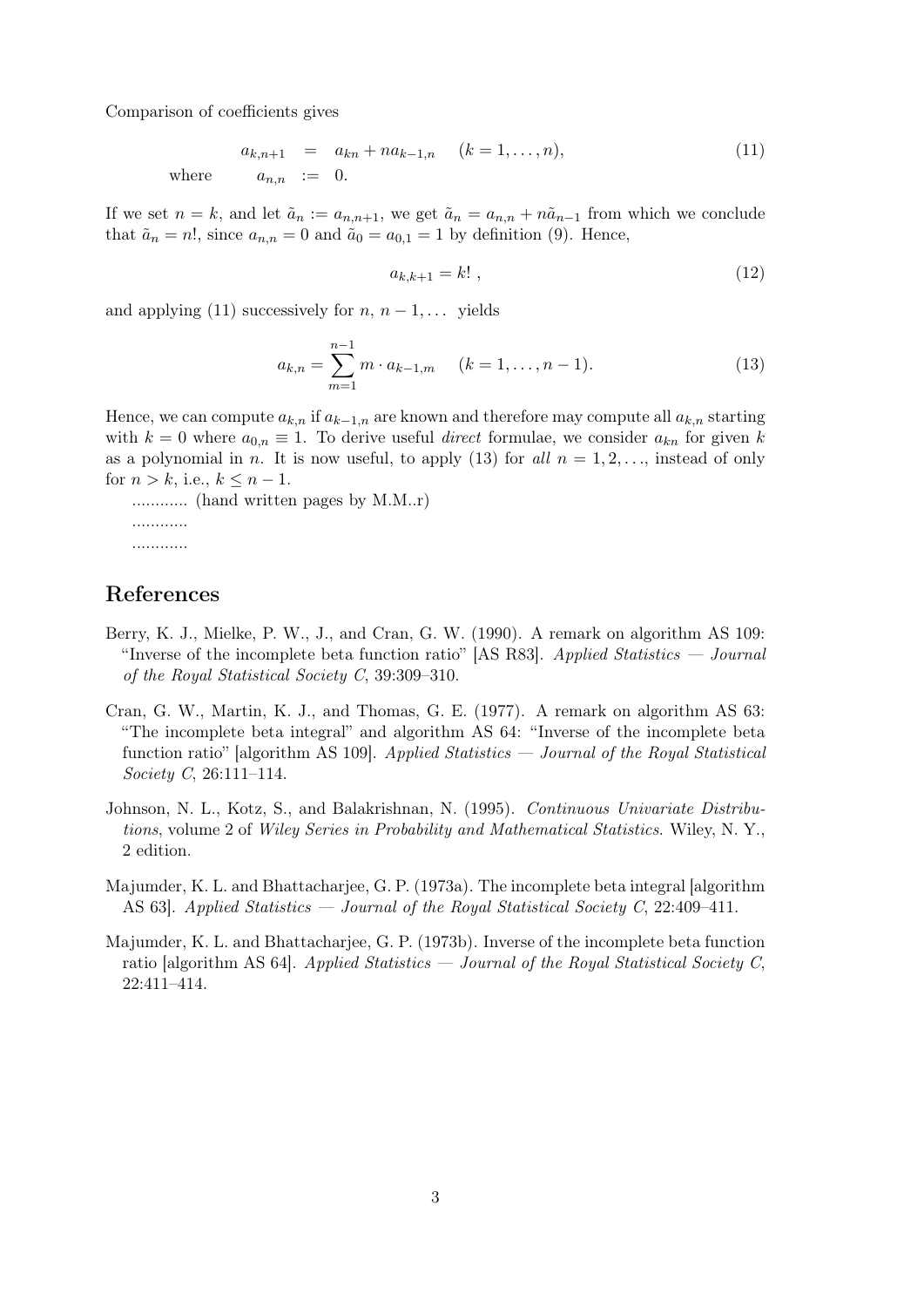Comparison of coefficients gives

$$
\begin{aligned}
a_{k,n+1} &= a_{kn} + n a_{k-1,n} \qquad (k = 1, \ldots, n), \\
\text{where} \qquad a_{n,n} &:= 0.
\end{aligned}
\tag{11}
$$

If we set $n = k$, and let $\tilde{a}_n := a_{n,n+1}$, we get $\tilde{a}_n = a_{n,n} + n\tilde{a}_{n-1}$ from which we conclude that $\tilde{a}_n = n!$, since $a_{n,n} = 0$ and $\tilde{a}_0 = a_{0,1} = 1$ by definition (9). Hence,

$$
a_{k,k+1} = k!\ , \tag{12}
$$

and applying (11) successively for $n$, $n-1, \ldots$ yields

$$
a_{k,n} = \sum_{m=1}^{n-1} m \cdot a_{k-1,m} \qquad (k = 1, \ldots, n-1). \tag{13}
$$

Hence, we can compute $a_{k,n}$ if $a_{k-1,n}$ are known and therefore may compute all $a_{k,n}$ starting with $k = 0$ where $a_{0,n} \equiv 1$. To derive useful *direct* formulae, we consider $a_{kn}$ for given $k$ as a polynomial in $n$. It is now useful, to apply (13) for *all* $n = 1, 2, \ldots$, instead of only for $n > k$, i.e., $k \leq n - 1$.

............ (hand written pages by M.M..r)

............

............

## References

Berry, K. J., Mielke, P. W., J., and Cran, G. W. (1990). A remark on algorithm AS 109: "Inverse of the incomplete beta function ratio" [AS R83]. *Applied Statistics — Journal of the Royal Statistical Society C*, 39:309–310.

Cran, G. W., Martin, K. J., and Thomas, G. E. (1977). A remark on algorithm AS 63: "The incomplete beta integral" and algorithm AS 64: "Inverse of the incomplete beta function ratio" [algorithm AS 109]. *Applied Statistics — Journal of the Royal Statistical Society C*, 26:111–114.

Johnson, N. L., Kotz, S., and Balakrishnan, N. (1995). *Continuous Univariate Distributions*, volume 2 of *Wiley Series in Probability and Mathematical Statistics*. Wiley, N. Y., 2 edition.

Majumder, K. L. and Bhattacharjee, G. P. (1973a). The incomplete beta integral [algorithm AS 63]. *Applied Statistics — Journal of the Royal Statistical Society C*, 22:409–411.

Majumder, K. L. and Bhattacharjee, G. P. (1973b). Inverse of the incomplete beta function ratio [algorithm AS 64]. *Applied Statistics — Journal of the Royal Statistical Society C*, 22:411–414.